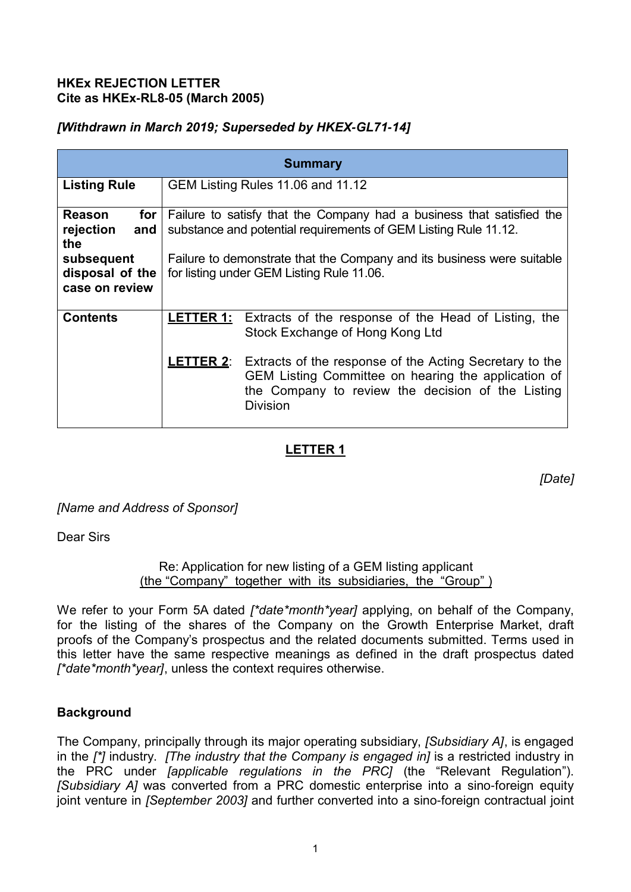**HKEx REJECTION LETTER**
**Cite as HKEx-RL8-05 (March 2005)**

***[Withdrawn in March 2019; Superseded by HKEX-GL71-14]***

| **Summary** | |
|---|---|
| **Listing Rule** | GEM Listing Rules 11.06 and 11.12 |
| **Reason for rejection and the subsequent disposal of the case on review** | Failure to satisfy that the Company had a business that satisfied the substance and potential requirements of GEM Listing Rule 11.12.<br><br>Failure to demonstrate that the Company and its business were suitable for listing under GEM Listing Rule 11.06. |
| **Contents** | **LETTER 1:** Extracts of the response of the Head of Listing, the Stock Exchange of Hong Kong Ltd<br><br>**LETTER 2**: Extracts of the response of the Acting Secretary to the GEM Listing Committee on hearing the application of the Company to review the decision of the Listing Division |

## LETTER 1

*[Date]*

*[Name and Address of Sponsor]*

Dear Sirs

Re: Application for new listing of a GEM listing applicant
(the "Company" together with its subsidiaries, the "Group")

We refer to your Form 5A dated *[\*date\*month\*year]* applying, on behalf of the Company, for the listing of the shares of the Company on the Growth Enterprise Market, draft proofs of the Company's prospectus and the related documents submitted. Terms used in this letter have the same respective meanings as defined in the draft prospectus dated *[\*date\*month\*year]*, unless the context requires otherwise.

**Background**

The Company, principally through its major operating subsidiary, *[Subsidiary A]*, is engaged in the *[\*]* industry. *[The industry that the Company is engaged in]* is a restricted industry in the PRC under *[applicable regulations in the PRC]* (the "Relevant Regulation"). *[Subsidiary A]* was converted from a PRC domestic enterprise into a sino-foreign equity joint venture in *[September 2003]* and further converted into a sino-foreign contractual joint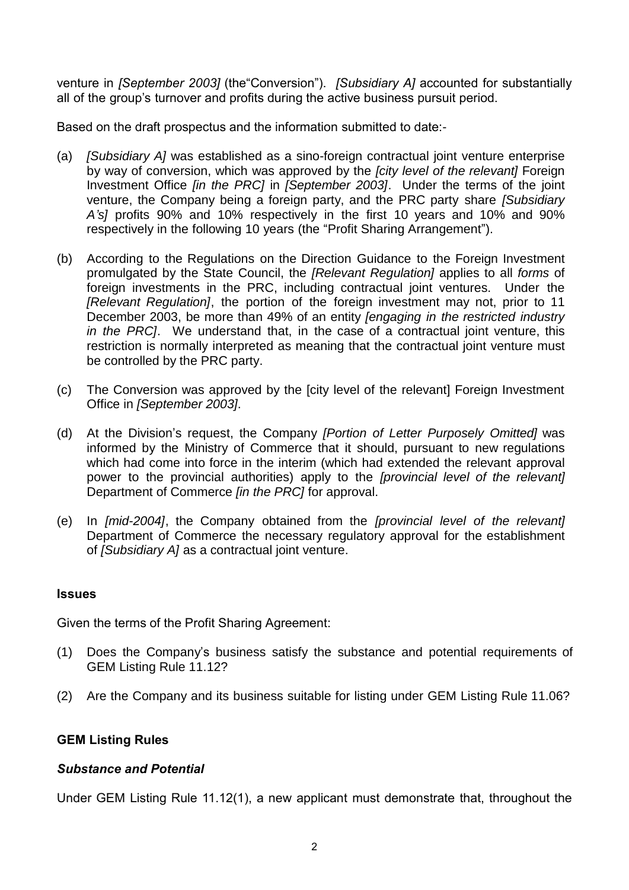venture in *[September 2003]* (the"Conversion"). *[Subsidiary A]* accounted for substantially all of the group's turnover and profits during the active business pursuit period.

Based on the draft prospectus and the information submitted to date:-

(a) *[Subsidiary A]* was established as a sino-foreign contractual joint venture enterprise by way of conversion, which was approved by the *[city level of the relevant]* Foreign Investment Office *[in the PRC]* in *[September 2003]*. Under the terms of the joint venture, the Company being a foreign party, and the PRC party share *[Subsidiary A's]* profits 90% and 10% respectively in the first 10 years and 10% and 90% respectively in the following 10 years (the "Profit Sharing Arrangement").

(b) According to the Regulations on the Direction Guidance to the Foreign Investment promulgated by the State Council, the *[Relevant Regulation]* applies to all *forms* of foreign investments in the PRC, including contractual joint ventures. Under the *[Relevant Regulation]*, the portion of the foreign investment may not, prior to 11 December 2003, be more than 49% of an entity *[engaging in the restricted industry in the PRC]*. We understand that, in the case of a contractual joint venture, this restriction is normally interpreted as meaning that the contractual joint venture must be controlled by the PRC party.

(c) The Conversion was approved by the [city level of the relevant] Foreign Investment Office in *[September 2003]*.

(d) At the Division's request, the Company *[Portion of Letter Purposely Omitted]* was informed by the Ministry of Commerce that it should, pursuant to new regulations which had come into force in the interim (which had extended the relevant approval power to the provincial authorities) apply to the *[provincial level of the relevant]* Department of Commerce *[in the PRC]* for approval.

(e) In *[mid-2004]*, the Company obtained from the *[provincial level of the relevant]* Department of Commerce the necessary regulatory approval for the establishment of *[Subsidiary A]* as a contractual joint venture.

### Issues

Given the terms of the Profit Sharing Agreement:

(1) Does the Company's business satisfy the substance and potential requirements of GEM Listing Rule 11.12?

(2) Are the Company and its business suitable for listing under GEM Listing Rule 11.06?

### GEM Listing Rules

#### *Substance and Potential*

Under GEM Listing Rule 11.12(1), a new applicant must demonstrate that, throughout the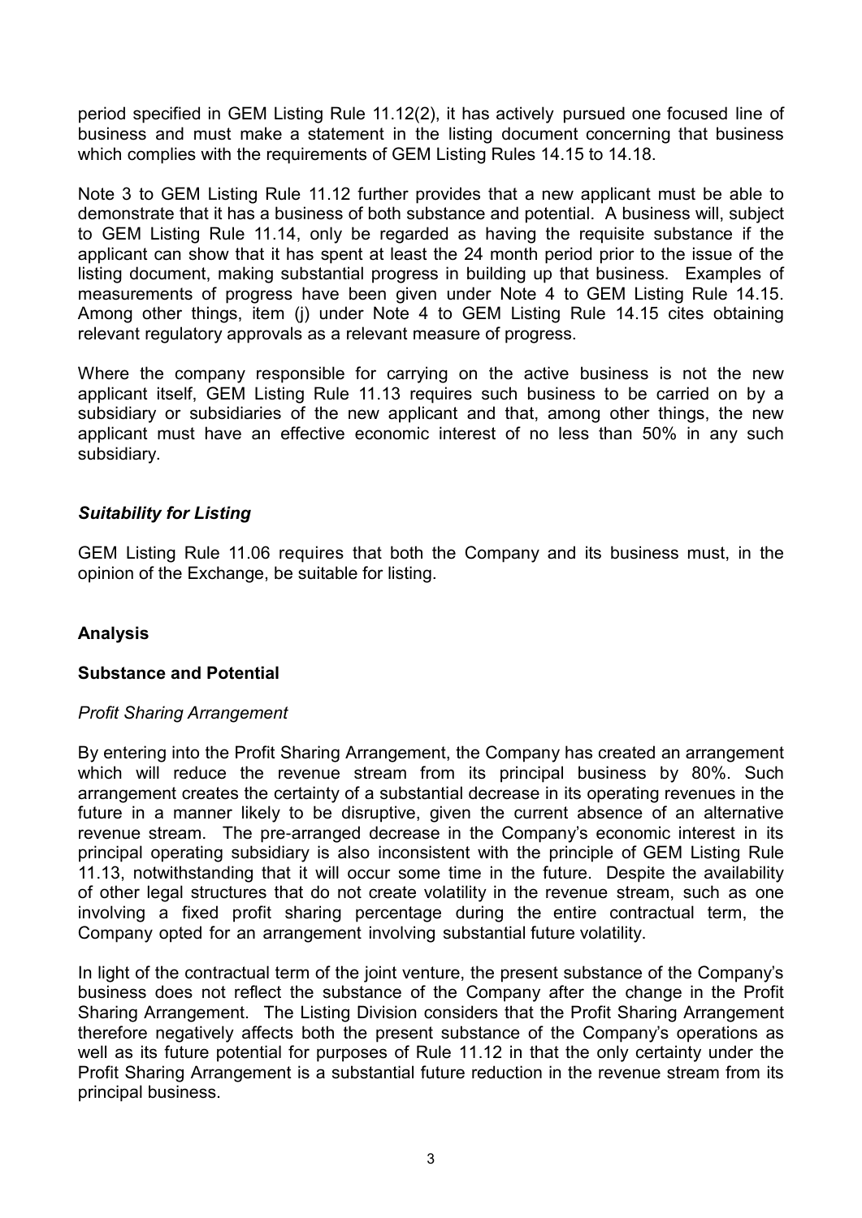period specified in GEM Listing Rule 11.12(2), it has actively pursued one focused line of business and must make a statement in the listing document concerning that business which complies with the requirements of GEM Listing Rules 14.15 to 14.18.

Note 3 to GEM Listing Rule 11.12 further provides that a new applicant must be able to demonstrate that it has a business of both substance and potential. A business will, subject to GEM Listing Rule 11.14, only be regarded as having the requisite substance if the applicant can show that it has spent at least the 24 month period prior to the issue of the listing document, making substantial progress in building up that business. Examples of measurements of progress have been given under Note 4 to GEM Listing Rule 14.15. Among other things, item (j) under Note 4 to GEM Listing Rule 14.15 cites obtaining relevant regulatory approvals as a relevant measure of progress.

Where the company responsible for carrying on the active business is not the new applicant itself, GEM Listing Rule 11.13 requires such business to be carried on by a subsidiary or subsidiaries of the new applicant and that, among other things, the new applicant must have an effective economic interest of no less than 50% in any such subsidiary.

***Suitability for Listing***

GEM Listing Rule 11.06 requires that both the Company and its business must, in the opinion of the Exchange, be suitable for listing.

**Analysis**

**Substance and Potential**

*Profit Sharing Arrangement*

By entering into the Profit Sharing Arrangement, the Company has created an arrangement which will reduce the revenue stream from its principal business by 80%. Such arrangement creates the certainty of a substantial decrease in its operating revenues in the future in a manner likely to be disruptive, given the current absence of an alternative revenue stream. The pre-arranged decrease in the Company's economic interest in its principal operating subsidiary is also inconsistent with the principle of GEM Listing Rule 11.13, notwithstanding that it will occur some time in the future. Despite the availability of other legal structures that do not create volatility in the revenue stream, such as one involving a fixed profit sharing percentage during the entire contractual term, the Company opted for an arrangement involving substantial future volatility.

In light of the contractual term of the joint venture, the present substance of the Company's business does not reflect the substance of the Company after the change in the Profit Sharing Arrangement. The Listing Division considers that the Profit Sharing Arrangement therefore negatively affects both the present substance of the Company's operations as well as its future potential for purposes of Rule 11.12 in that the only certainty under the Profit Sharing Arrangement is a substantial future reduction in the revenue stream from its principal business.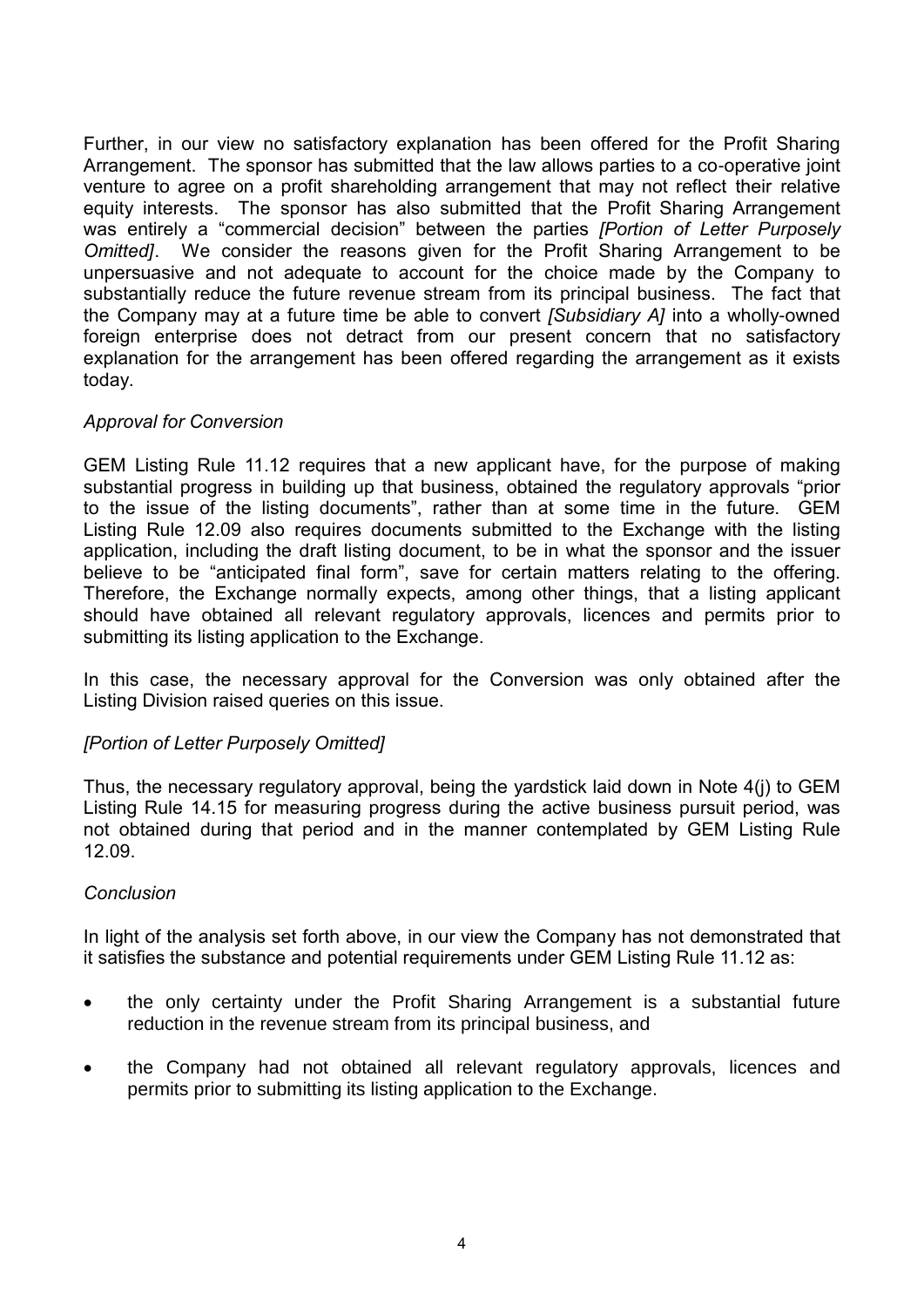Further, in our view no satisfactory explanation has been offered for the Profit Sharing Arrangement. The sponsor has submitted that the law allows parties to a co-operative joint venture to agree on a profit shareholding arrangement that may not reflect their relative equity interests. The sponsor has also submitted that the Profit Sharing Arrangement was entirely a "commercial decision" between the parties *[Portion of Letter Purposely Omitted]*. We consider the reasons given for the Profit Sharing Arrangement to be unpersuasive and not adequate to account for the choice made by the Company to substantially reduce the future revenue stream from its principal business. The fact that the Company may at a future time be able to convert *[Subsidiary A]* into a wholly-owned foreign enterprise does not detract from our present concern that no satisfactory explanation for the arrangement has been offered regarding the arrangement as it exists today.

*Approval for Conversion*

GEM Listing Rule 11.12 requires that a new applicant have, for the purpose of making substantial progress in building up that business, obtained the regulatory approvals "prior to the issue of the listing documents", rather than at some time in the future. GEM Listing Rule 12.09 also requires documents submitted to the Exchange with the listing application, including the draft listing document, to be in what the sponsor and the issuer believe to be "anticipated final form", save for certain matters relating to the offering. Therefore, the Exchange normally expects, among other things, that a listing applicant should have obtained all relevant regulatory approvals, licences and permits prior to submitting its listing application to the Exchange.

In this case, the necessary approval for the Conversion was only obtained after the Listing Division raised queries on this issue.

*[Portion of Letter Purposely Omitted]*

Thus, the necessary regulatory approval, being the yardstick laid down in Note 4(j) to GEM Listing Rule 14.15 for measuring progress during the active business pursuit period, was not obtained during that period and in the manner contemplated by GEM Listing Rule 12.09.

*Conclusion*

In light of the analysis set forth above, in our view the Company has not demonstrated that it satisfies the substance and potential requirements under GEM Listing Rule 11.12 as:

- the only certainty under the Profit Sharing Arrangement is a substantial future reduction in the revenue stream from its principal business, and
- the Company had not obtained all relevant regulatory approvals, licences and permits prior to submitting its listing application to the Exchange.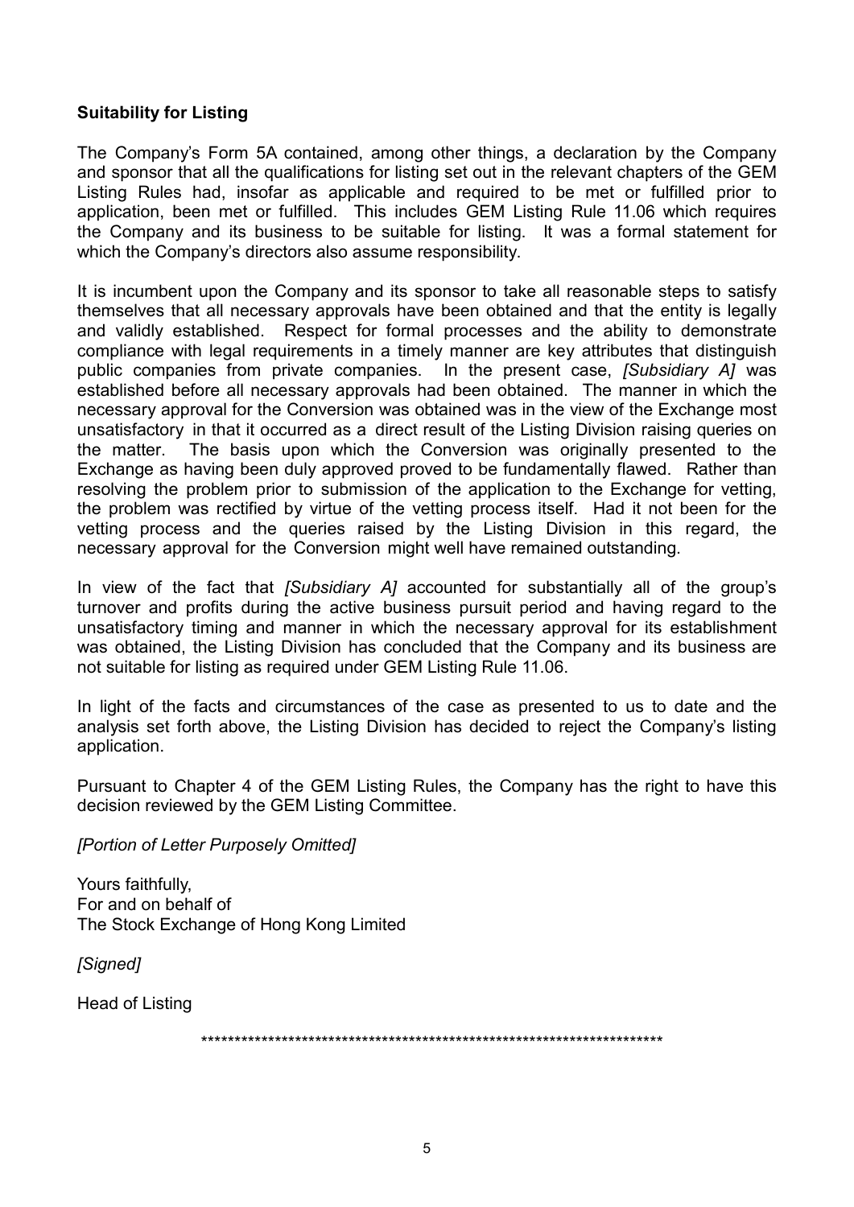**Suitability for Listing**

The Company's Form 5A contained, among other things, a declaration by the Company and sponsor that all the qualifications for listing set out in the relevant chapters of the GEM Listing Rules had, insofar as applicable and required to be met or fulfilled prior to application, been met or fulfilled. This includes GEM Listing Rule 11.06 which requires the Company and its business to be suitable for listing. It was a formal statement for which the Company's directors also assume responsibility.

It is incumbent upon the Company and its sponsor to take all reasonable steps to satisfy themselves that all necessary approvals have been obtained and that the entity is legally and validly established. Respect for formal processes and the ability to demonstrate compliance with legal requirements in a timely manner are key attributes that distinguish public companies from private companies. In the present case, *[Subsidiary A]* was established before all necessary approvals had been obtained. The manner in which the necessary approval for the Conversion was obtained was in the view of the Exchange most unsatisfactory in that it occurred as a direct result of the Listing Division raising queries on the matter. The basis upon which the Conversion was originally presented to the Exchange as having been duly approved proved to be fundamentally flawed. Rather than resolving the problem prior to submission of the application to the Exchange for vetting, the problem was rectified by virtue of the vetting process itself. Had it not been for the vetting process and the queries raised by the Listing Division in this regard, the necessary approval for the Conversion might well have remained outstanding.

In view of the fact that *[Subsidiary A]* accounted for substantially all of the group's turnover and profits during the active business pursuit period and having regard to the unsatisfactory timing and manner in which the necessary approval for its establishment was obtained, the Listing Division has concluded that the Company and its business are not suitable for listing as required under GEM Listing Rule 11.06.

In light of the facts and circumstances of the case as presented to us to date and the analysis set forth above, the Listing Division has decided to reject the Company's listing application.

Pursuant to Chapter 4 of the GEM Listing Rules, the Company has the right to have this decision reviewed by the GEM Listing Committee.

*[Portion of Letter Purposely Omitted]*

Yours faithfully,
For and on behalf of
The Stock Exchange of Hong Kong Limited

*[Signed]*

Head of Listing

************************************************************************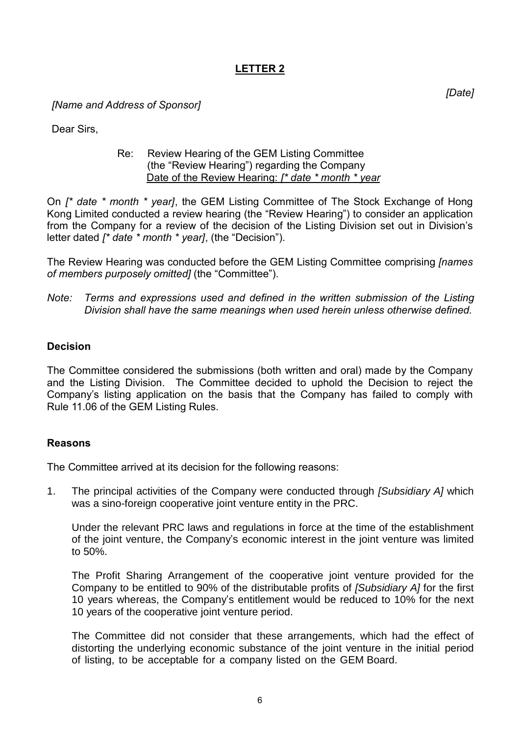# LETTER 2

*[Date]*

*[Name and Address of Sponsor]*

Dear Sirs,

Re: Review Hearing of the GEM Listing Committee (the "Review Hearing") regarding the Company
Date of the Review Hearing: *[\* date \* month \* year*

On *[\* date \* month \* year]*, the GEM Listing Committee of The Stock Exchange of Hong Kong Limited conducted a review hearing (the "Review Hearing") to consider an application from the Company for a review of the decision of the Listing Division set out in Division's letter dated *[\* date \* month \* year]*, (the "Decision").

The Review Hearing was conducted before the GEM Listing Committee comprising *[names of members purposely omitted]* (the "Committee").

*Note: Terms and expressions used and defined in the written submission of the Listing Division shall have the same meanings when used herein unless otherwise defined.*

**Decision**

The Committee considered the submissions (both written and oral) made by the Company and the Listing Division. The Committee decided to uphold the Decision to reject the Company's listing application on the basis that the Company has failed to comply with Rule 11.06 of the GEM Listing Rules.

**Reasons**

The Committee arrived at its decision for the following reasons:

1. The principal activities of the Company were conducted through *[Subsidiary A]* which was a sino-foreign cooperative joint venture entity in the PRC.

   Under the relevant PRC laws and regulations in force at the time of the establishment of the joint venture, the Company's economic interest in the joint venture was limited to 50%.

   The Profit Sharing Arrangement of the cooperative joint venture provided for the Company to be entitled to 90% of the distributable profits of *[Subsidiary A]* for the first 10 years whereas, the Company's entitlement would be reduced to 10% for the next 10 years of the cooperative joint venture period.

   The Committee did not consider that these arrangements, which had the effect of distorting the underlying economic substance of the joint venture in the initial period of listing, to be acceptable for a company listed on the GEM Board.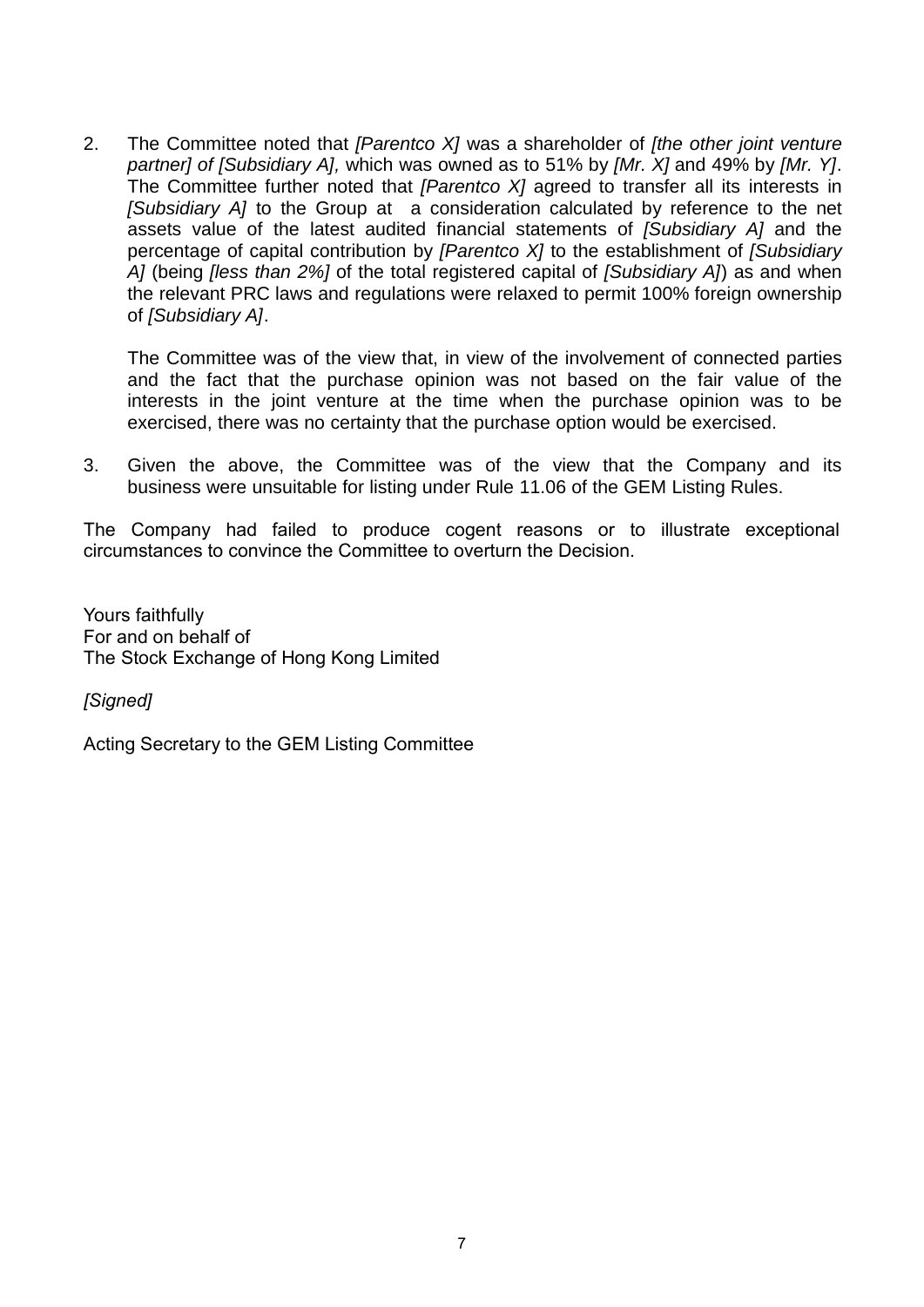2. The Committee noted that *[Parentco X]* was a shareholder of *[the other joint venture partner] of [Subsidiary A],* which was owned as to 51% by *[Mr. X]* and 49% by *[Mr. Y]*. The Committee further noted that *[Parentco X]* agreed to transfer all its interests in *[Subsidiary A]* to the Group at a consideration calculated by reference to the net assets value of the latest audited financial statements of *[Subsidiary A]* and the percentage of capital contribution by *[Parentco X]* to the establishment of *[Subsidiary A]* (being *[less than 2%]* of the total registered capital of *[Subsidiary A]*) as and when the relevant PRC laws and regulations were relaxed to permit 100% foreign ownership of *[Subsidiary A]*.

   The Committee was of the view that, in view of the involvement of connected parties and the fact that the purchase opinion was not based on the fair value of the interests in the joint venture at the time when the purchase opinion was to be exercised, there was no certainty that the purchase option would be exercised.

3. Given the above, the Committee was of the view that the Company and its business were unsuitable for listing under Rule 11.06 of the GEM Listing Rules.

The Company had failed to produce cogent reasons or to illustrate exceptional circumstances to convince the Committee to overturn the Decision.

Yours faithfully
For and on behalf of
The Stock Exchange of Hong Kong Limited

*[Signed]*

Acting Secretary to the GEM Listing Committee